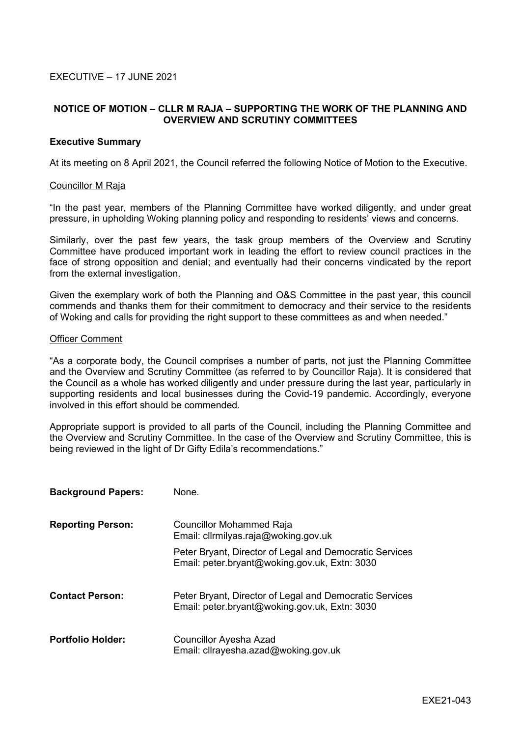EXECUTIVE – 17 JUNE 2021

## NOTICE OF MOTION – CLLR M RAJA – SUPPORTING THE WORK OF THE PLANNING AND OVERVIEW AND SCRUTINY COMMITTEES

### Executive Summary

At its meeting on 8 April 2021, the Council referred the following Notice of Motion to the Executive.

Councillor M Raja

"In the past year, members of the Planning Committee have worked diligently, and under great pressure, in upholding Woking planning policy and responding to residents' views and concerns.

Similarly, over the past few years, the task group members of the Overview and Scrutiny Committee have produced important work in leading the effort to review council practices in the face of strong opposition and denial; and eventually had their concerns vindicated by the report from the external investigation.

Given the exemplary work of both the Planning and O&S Committee in the past year, this council commends and thanks them for their commitment to democracy and their service to the residents of Woking and calls for providing the right support to these committees as and when needed."

Officer Comment

"As a corporate body, the Council comprises a number of parts, not just the Planning Committee and the Overview and Scrutiny Committee (as referred to by Councillor Raja). It is considered that the Council as a whole has worked diligently and under pressure during the last year, particularly in supporting residents and local businesses during the Covid-19 pandemic. Accordingly, everyone involved in this effort should be commended.

Appropriate support is provided to all parts of the Council, including the Planning Committee and the Overview and Scrutiny Committee. In the case of the Overview and Scrutiny Committee, this is being reviewed in the light of Dr Gifty Edila's recommendations."

| | |
|---|---|
| **Background Papers:** | None. |
| **Reporting Person:** | Councillor Mohammed Raja<br>Email: cllrmilyas.raja@woking.gov.uk<br>Peter Bryant, Director of Legal and Democratic Services<br>Email: peter.bryant@woking.gov.uk, Extn: 3030 |
| **Contact Person:** | Peter Bryant, Director of Legal and Democratic Services<br>Email: peter.bryant@woking.gov.uk, Extn: 3030 |
| **Portfolio Holder:** | Councillor Ayesha Azad<br>Email: cllrayesha.azad@woking.gov.uk |

EXE21-043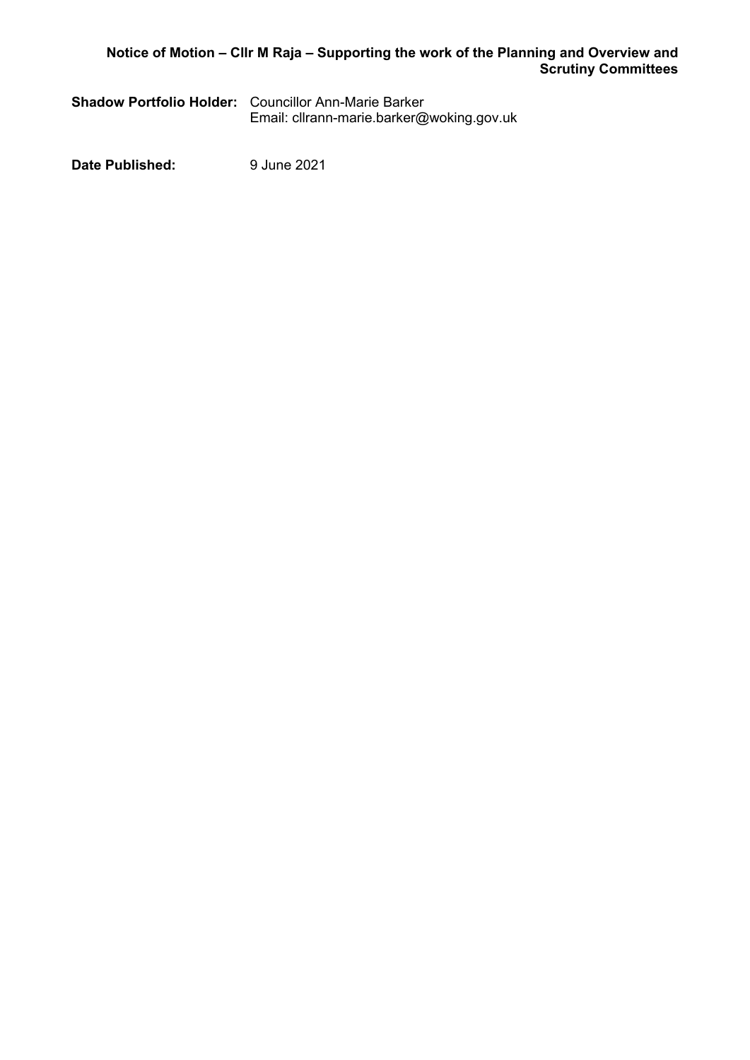**Notice of Motion – Cllr M Raja – Supporting the work of the Planning and Overview and Scrutiny Committees**

**Shadow Portfolio Holder:** Councillor Ann-Marie Barker
Email: cllrann-marie.barker@woking.gov.uk

**Date Published:** 9 June 2021